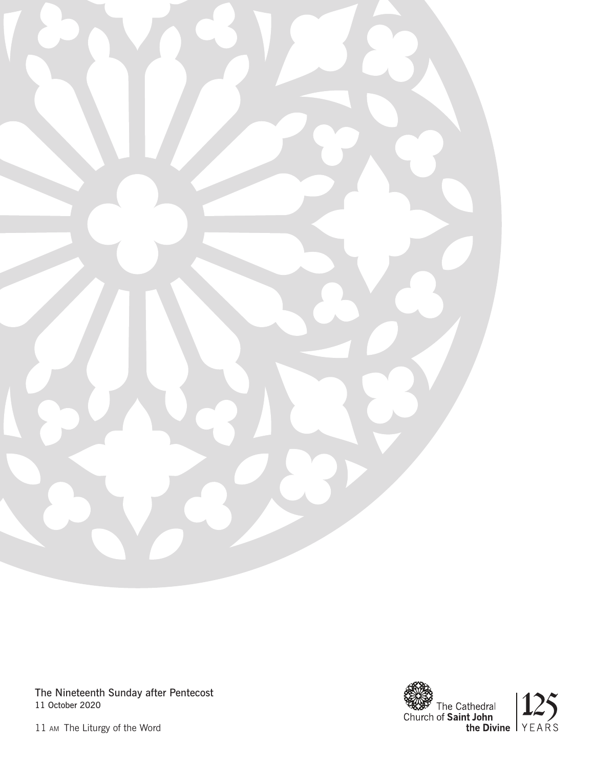The Nineteenth Sunday after Pentecost

11 October 2020

11 AM The Liturgy of the Word

The Cathedral Church of **Saint John the Divine** | 125 YEARS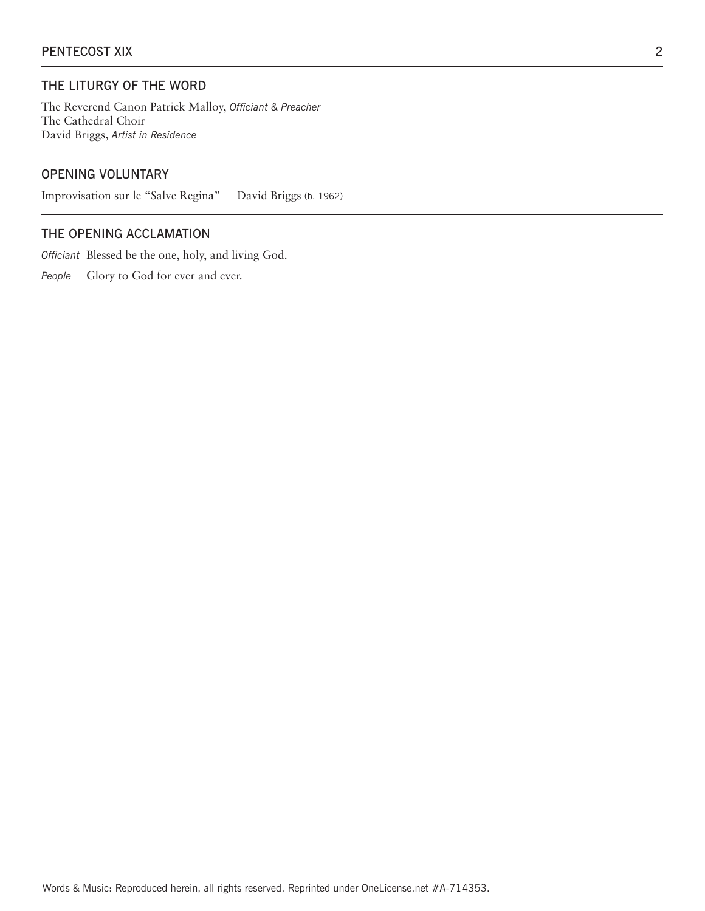## THE LITURGY OF THE WORD

The Reverend Canon Patrick Malloy, *Officiant & Preacher*
The Cathedral Choir
David Briggs, *Artist in Residence*

## OPENING VOLUNTARY

Improvisation sur le "Salve Regina"   David Briggs (b. 1962)

## THE OPENING ACCLAMATION

*Officiant* Blessed be the one, holy, and living God.

*People* Glory to God for ever and ever.

Words & Music: Reproduced herein, all rights reserved. Reprinted under OneLicense.net #A-714353.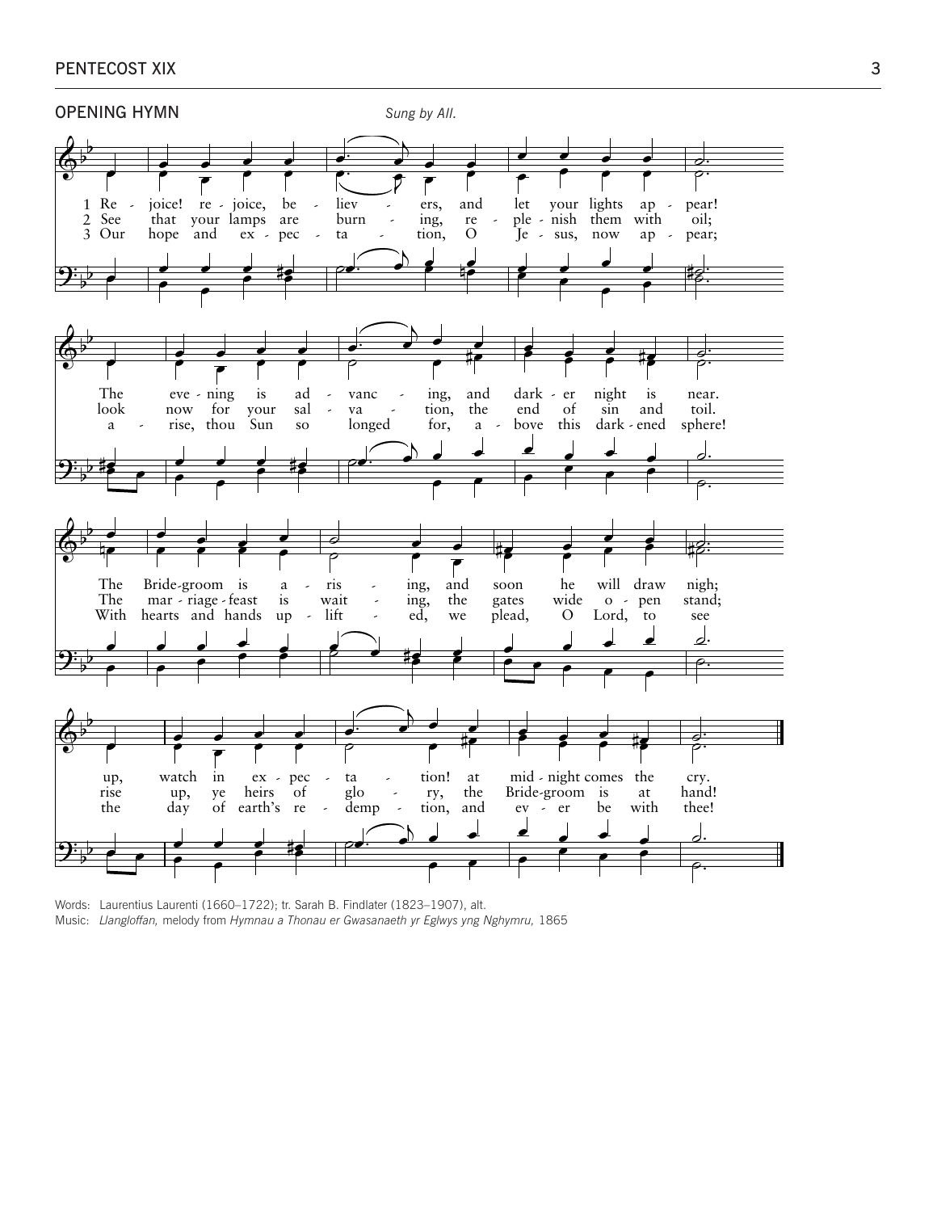## OPENING HYMN

*Sung by All.*

1 Rejoice! rejoice, believers, and let your lights appear!
The evening is advancing, and darker night is near.
The Bridegroom is arising, and soon he will draw nigh;
up, watch in expectation! at midnight comes the cry.

2 See that your lamps are burning, replenish them with oil;
look now for your salvation, the end of sin and toil.
The marriage-feast is waiting, the gates wide open stand;
rise up, ye heirs of glory, the Bridegroom is at hand!

3 Our hope and expectation, O Jesus, now appear;
arise, thou Sun so longed for, above this darkened sphere!
With hearts and hands uplifted, we plead, O Lord, to see
the day of earth's redemption, and ever be with thee!

Words: Laurentius Laurenti (1660–1722); tr. Sarah B. Findlater (1823–1907), alt.
Music: *Llangloffan,* melody from *Hymnau a Thonau er Gwasanaeth yr Eglwys yng Nghymru,* 1865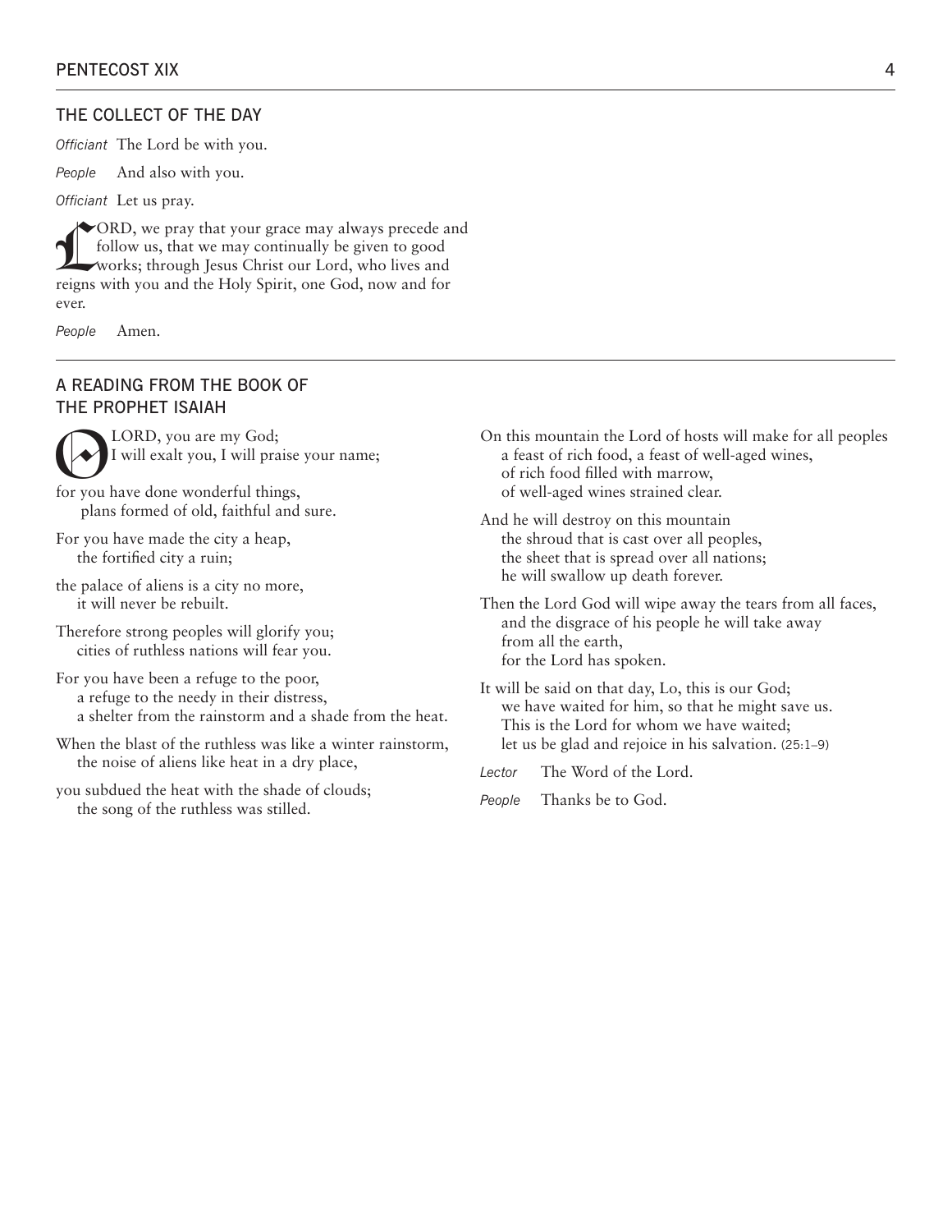## THE COLLECT OF THE DAY

*Officiant* The Lord be with you.

*People* And also with you.

*Officiant* Let us pray.

LORD, we pray that your grace may always precede and follow us, that we may continually be given to good works; through Jesus Christ our Lord, who lives and reigns with you and the Holy Spirit, one God, now and for ever.

*People* Amen.

---

## A READING FROM THE BOOK OF THE PROPHET ISAIAH

O LORD, you are my God;
I will exalt you, I will praise your name;

for you have done wonderful things,
plans formed of old, faithful and sure.

For you have made the city a heap,
the fortified city a ruin;

the palace of aliens is a city no more,
it will never be rebuilt.

Therefore strong peoples will glorify you;
cities of ruthless nations will fear you.

For you have been a refuge to the poor,
a refuge to the needy in their distress,
a shelter from the rainstorm and a shade from the heat.

When the blast of the ruthless was like a winter rainstorm,
the noise of aliens like heat in a dry place,

you subdued the heat with the shade of clouds;
the song of the ruthless was stilled.

On this mountain the Lord of hosts will make for all peoples
a feast of rich food, a feast of well-aged wines,
of rich food filled with marrow,
of well-aged wines strained clear.

And he will destroy on this mountain
the shroud that is cast over all peoples,
the sheet that is spread over all nations;
he will swallow up death forever.

Then the Lord God will wipe away the tears from all faces,
and the disgrace of his people he will take away
from all the earth,
for the Lord has spoken.

It will be said on that day, Lo, this is our God;
we have waited for him, so that he might save us.
This is the Lord for whom we have waited;
let us be glad and rejoice in his salvation. (25:1–9)

*Lector* The Word of the Lord.

*People* Thanks be to God.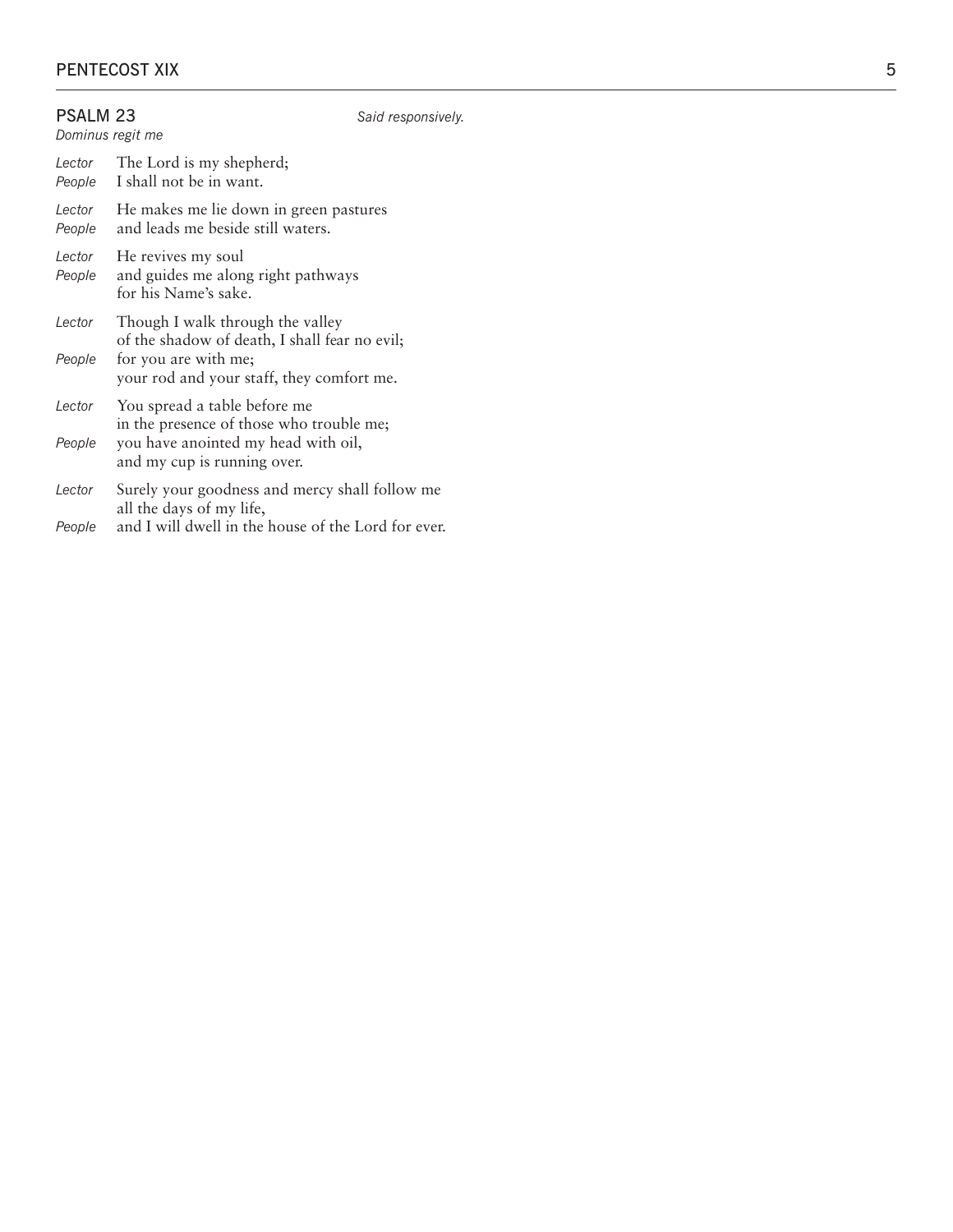## PSALM 23

*Said responsively.*

*Dominus regit me*

*Lector* The Lord is my shepherd;
*People* I shall not be in want.

*Lector* He makes me lie down in green pastures
*People* and leads me beside still waters.

*Lector* He revives my soul
*People* and guides me along right pathways
for his Name's sake.

*Lector* Though I walk through the valley
of the shadow of death, I shall fear no evil;
*People* for you are with me;
your rod and your staff, they comfort me.

*Lector* You spread a table before me
in the presence of those who trouble me;
*People* you have anointed my head with oil,
and my cup is running over.

*Lector* Surely your goodness and mercy shall follow me
all the days of my life,
*People* and I will dwell in the house of the Lord for ever.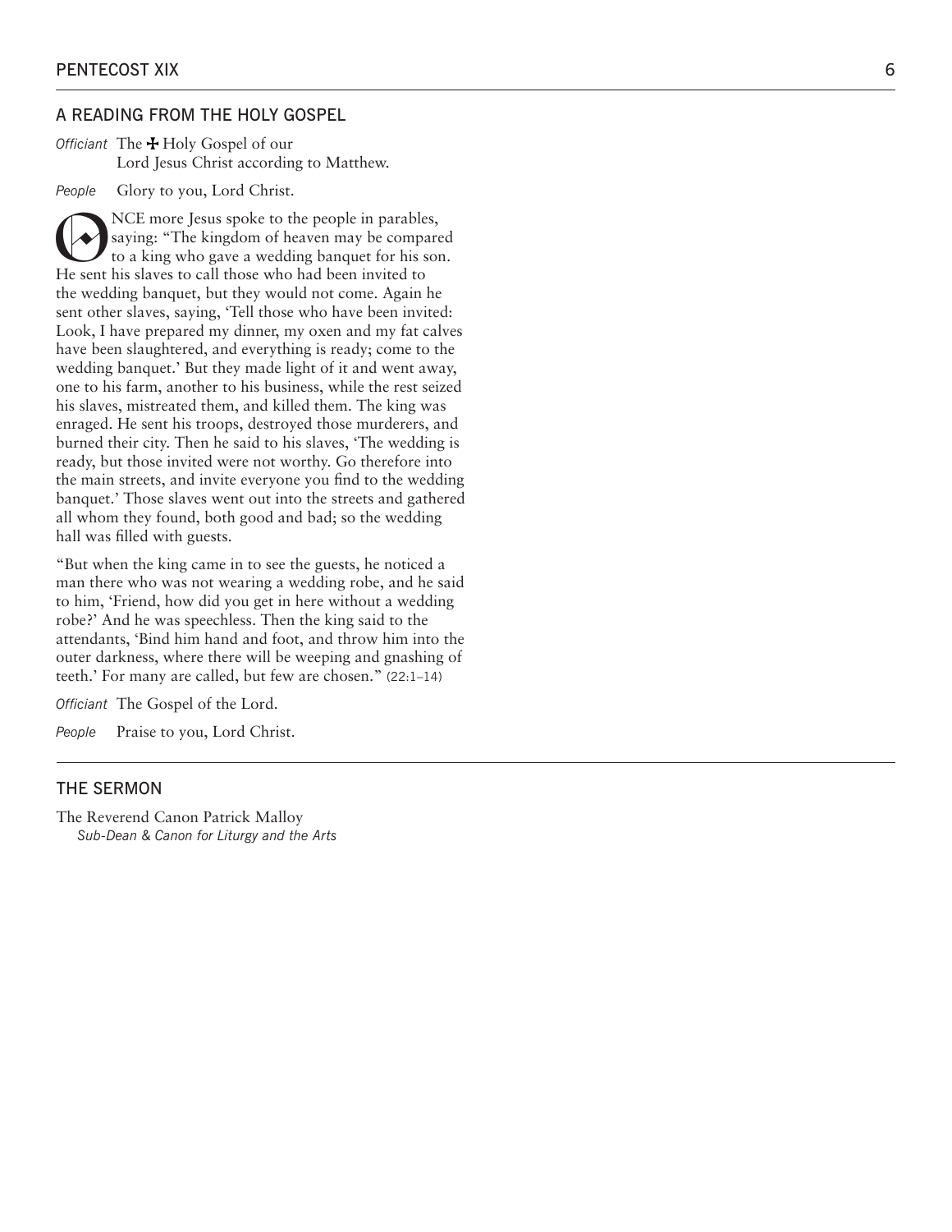## A READING FROM THE HOLY GOSPEL

*Officiant* The ✠ Holy Gospel of our Lord Jesus Christ according to Matthew.

*People* Glory to you, Lord Christ.

ONCE more Jesus spoke to the people in parables, saying: "The kingdom of heaven may be compared to a king who gave a wedding banquet for his son. He sent his slaves to call those who had been invited to the wedding banquet, but they would not come. Again he sent other slaves, saying, 'Tell those who have been invited: Look, I have prepared my dinner, my oxen and my fat calves have been slaughtered, and everything is ready; come to the wedding banquet.' But they made light of it and went away, one to his farm, another to his business, while the rest seized his slaves, mistreated them, and killed them. The king was enraged. He sent his troops, destroyed those murderers, and burned their city. Then he said to his slaves, 'The wedding is ready, but those invited were not worthy. Go therefore into the main streets, and invite everyone you find to the wedding banquet.' Those slaves went out into the streets and gathered all whom they found, both good and bad; so the wedding hall was filled with guests.

"But when the king came in to see the guests, he noticed a man there who was not wearing a wedding robe, and he said to him, 'Friend, how did you get in here without a wedding robe?' And he was speechless. Then the king said to the attendants, 'Bind him hand and foot, and throw him into the outer darkness, where there will be weeping and gnashing of teeth.' For many are called, but few are chosen." (22:1–14)

*Officiant* The Gospel of the Lord.

*People* Praise to you, Lord Christ.

## THE SERMON

The Reverend Canon Patrick Malloy
*Sub-Dean & Canon for Liturgy and the Arts*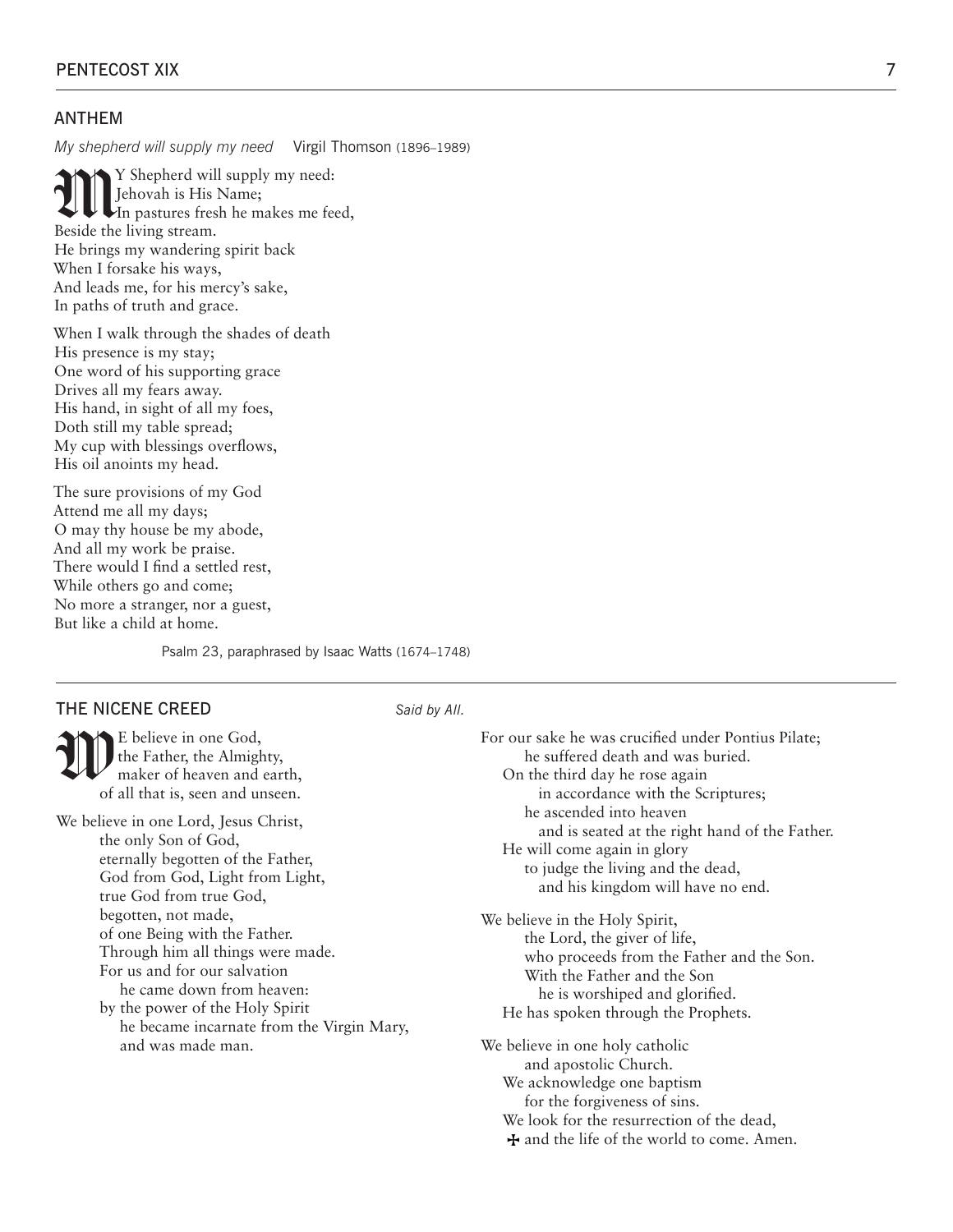## ANTHEM

*My shepherd will supply my need* Virgil Thomson (1896–1989)

My Shepherd will supply my need:
Jehovah is His Name;
In pastures fresh he makes me feed,
Beside the living stream.
He brings my wandering spirit back
When I forsake his ways,
And leads me, for his mercy's sake,
In paths of truth and grace.

When I walk through the shades of death
His presence is my stay;
One word of his supporting grace
Drives all my fears away.
His hand, in sight of all my foes,
Doth still my table spread;
My cup with blessings overflows,
His oil anoints my head.

The sure provisions of my God
Attend me all my days;
O may thy house be my abode,
And all my work be praise.
There would I find a settled rest,
While others go and come;
No more a stranger, nor a guest,
But like a child at home.

Psalm 23, paraphrased by Isaac Watts (1674–1748)

## THE NICENE CREED

*Said by All.*

We believe in one God,
the Father, the Almighty,
maker of heaven and earth,
of all that is, seen and unseen.

We believe in one Lord, Jesus Christ,
the only Son of God,
eternally begotten of the Father,
God from God, Light from Light,
true God from true God,
begotten, not made,
of one Being with the Father.
Through him all things were made.
For us and for our salvation
he came down from heaven:
by the power of the Holy Spirit
he became incarnate from the Virgin Mary,
and was made man.
For our sake he was crucified under Pontius Pilate;
he suffered death and was buried.
On the third day he rose again
in accordance with the Scriptures;
he ascended into heaven
and is seated at the right hand of the Father.
He will come again in glory
to judge the living and the dead,
and his kingdom will have no end.

We believe in the Holy Spirit,
the Lord, the giver of life,
who proceeds from the Father and the Son.
With the Father and the Son
he is worshiped and glorified.
He has spoken through the Prophets.

We believe in one holy catholic
and apostolic Church.
We acknowledge one baptism
for the forgiveness of sins.
We look for the resurrection of the dead,
✠ and the life of the world to come. Amen.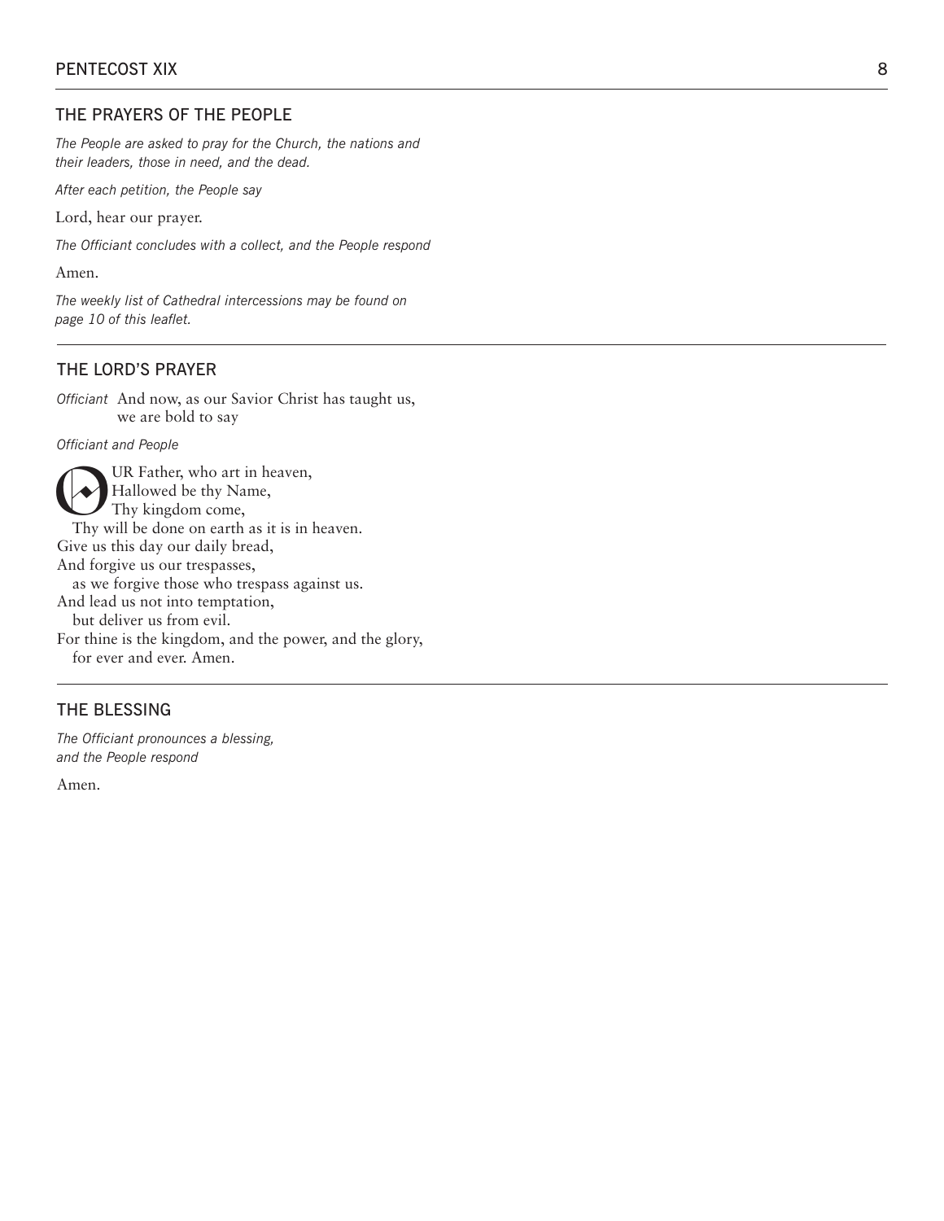## THE PRAYERS OF THE PEOPLE

*The People are asked to pray for the Church, the nations and their leaders, those in need, and the dead.*

*After each petition, the People say*

Lord, hear our prayer.

*The Officiant concludes with a collect, and the People respond*

Amen.

*The weekly list of Cathedral intercessions may be found on page 10 of this leaflet.*

## THE LORD'S PRAYER

*Officiant* And now, as our Savior Christ has taught us, we are bold to say

*Officiant and People*

OUR Father, who art in heaven,  
Hallowed be thy Name,  
Thy kingdom come,  
 Thy will be done on earth as it is in heaven.  
Give us this day our daily bread,  
And forgive us our trespasses,  
 as we forgive those who trespass against us.  
And lead us not into temptation,  
 but deliver us from evil.  
For thine is the kingdom, and the power, and the glory,  
 for ever and ever. Amen.

## THE BLESSING

*The Officiant pronounces a blessing, and the People respond*

Amen.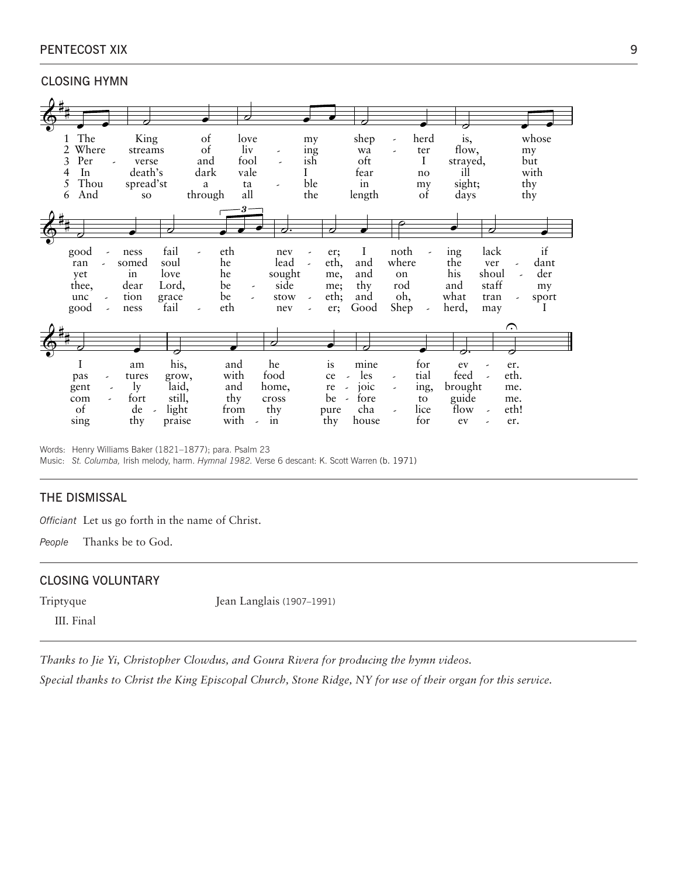## CLOSING HYMN

1 The King of love my shepherd is, whose goodness faileth never; I nothing lack if I am his, and he is mine for ever.

2 Where streams of living water flow, my ransomed soul he leadeth, and where the verdant pastures grow, with food celestial feedeth.

3 Perverse and foolish oft I strayed, but yet in love he sought me, and on his shoulder gently laid, and home, rejoicing, brought me.

4 In death's dark vale I fear no ill with thee, dear Lord, beside me; thy rod and staff my comfort still, thy cross before to guide me.

5 Thou spread'st a table in my sight; thy unction grace bestoweth; and oh, what transport of delight from thy pure chalice floweth!

6 And so through all the length of days thy goodness faileth never; Good Shepherd, may I sing thy praise within thy house for ever.

Words: Henry Williams Baker (1821–1877); para. Psalm 23
Music: *St. Columba,* Irish melody, harm. *Hymnal 1982.* Verse 6 descant: K. Scott Warren (b. 1971)

## THE DISMISSAL

*Officiant* Let us go forth in the name of Christ.

*People* Thanks be to God.

## CLOSING VOLUNTARY

Triptyque Jean Langlais (1907–1991)

III. Final

*Thanks to Jie Yi, Christopher Clowdus, and Goura Rivera for producing the hymn videos.*

*Special thanks to Christ the King Episcopal Church, Stone Ridge, NY for use of their organ for this service.*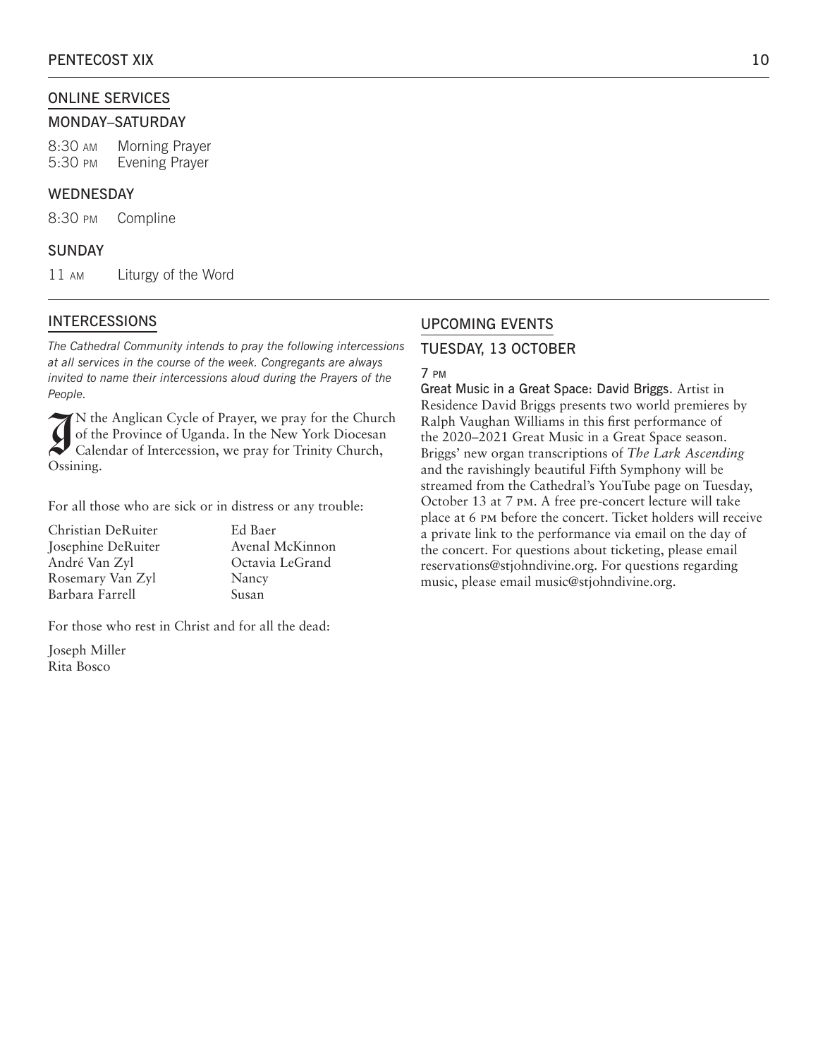## ONLINE SERVICES

### MONDAY–SATURDAY

8:30 AM Morning Prayer
5:30 PM Evening Prayer

### WEDNESDAY

8:30 PM Compline

### SUNDAY

11 AM Liturgy of the Word

## INTERCESSIONS

*The Cathedral Community intends to pray the following intercessions at all services in the course of the week. Congregants are always invited to name their intercessions aloud during the Prayers of the People.*

IN the Anglican Cycle of Prayer, we pray for the Church of the Province of Uganda. In the New York Diocesan Calendar of Intercession, we pray for Trinity Church, Ossining.

For all those who are sick or in distress or any trouble:

Christian DeRuiter
Josephine DeRuiter
André Van Zyl
Rosemary Van Zyl
Barbara Farrell
Ed Baer
Avenal McKinnon
Octavia LeGrand
Nancy
Susan

For those who rest in Christ and for all the dead:

Joseph Miller
Rita Bosco

## UPCOMING EVENTS

### TUESDAY, 13 OCTOBER

7 PM

Great Music in a Great Space: David Briggs. Artist in Residence David Briggs presents two world premieres by Ralph Vaughan Williams in this first performance of the 2020–2021 Great Music in a Great Space season. Briggs' new organ transcriptions of *The Lark Ascending* and the ravishingly beautiful Fifth Symphony will be streamed from the Cathedral's YouTube page on Tuesday, October 13 at 7 PM. A free pre-concert lecture will take place at 6 PM before the concert. Ticket holders will receive a private link to the performance via email on the day of the concert. For questions about ticketing, please email reservations@stjohndivine.org. For questions regarding music, please email music@stjohndivine.org.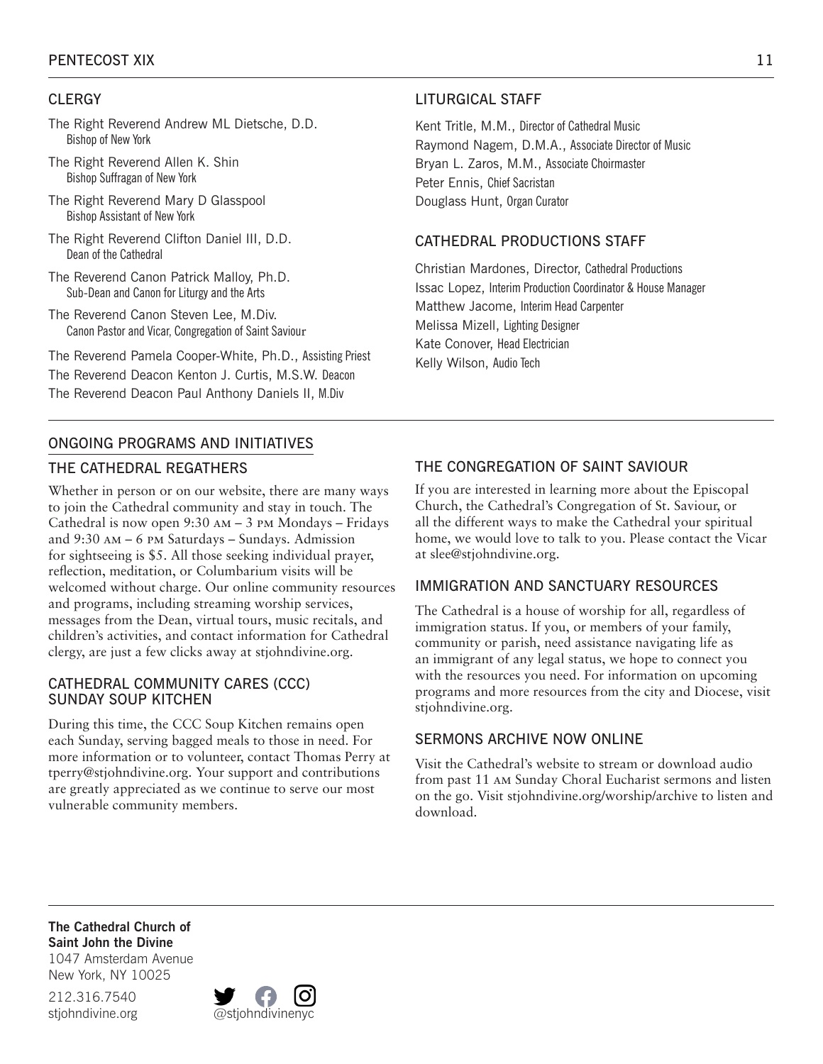## CLERGY

The Right Reverend Andrew ML Dietsche, D.D.
Bishop of New York

The Right Reverend Allen K. Shin
Bishop Suffragan of New York

The Right Reverend Mary D Glasspool
Bishop Assistant of New York

The Right Reverend Clifton Daniel III, D.D.
Dean of the Cathedral

The Reverend Canon Patrick Malloy, Ph.D.
Sub-Dean and Canon for Liturgy and the Arts

The Reverend Canon Steven Lee, M.Div.
Canon Pastor and Vicar, Congregation of Saint Saviour

The Reverend Pamela Cooper-White, Ph.D., Assisting Priest

The Reverend Deacon Kenton J. Curtis, M.S.W. Deacon

The Reverend Deacon Paul Anthony Daniels II, M.Div

## LITURGICAL STAFF

Kent Tritle, M.M., Director of Cathedral Music

Raymond Nagem, D.M.A., Associate Director of Music

Bryan L. Zaros, M.M., Associate Choirmaster

Peter Ennis, Chief Sacristan

Douglass Hunt, Organ Curator

## CATHEDRAL PRODUCTIONS STAFF

Christian Mardones, Director, Cathedral Productions

Issac Lopez, Interim Production Coordinator & House Manager

Matthew Jacome, Interim Head Carpenter

Melissa Mizell, Lighting Designer

Kate Conover, Head Electrician

Kelly Wilson, Audio Tech

## ONGOING PROGRAMS AND INITIATIVES

### THE CATHEDRAL REGATHERS

Whether in person or on our website, there are many ways to join the Cathedral community and stay in touch. The Cathedral is now open 9:30 AM – 3 PM Mondays – Fridays and 9:30 AM – 6 PM Saturdays – Sundays. Admission for sightseeing is $5. All those seeking individual prayer, reflection, meditation, or Columbarium visits will be welcomed without charge. Our online community resources and programs, including streaming worship services, messages from the Dean, virtual tours, music recitals, and children's activities, and contact information for Cathedral clergy, are just a few clicks away at stjohndivine.org.

### CATHEDRAL COMMUNITY CARES (CCC) SUNDAY SOUP KITCHEN

During this time, the CCC Soup Kitchen remains open each Sunday, serving bagged meals to those in need. For more information or to volunteer, contact Thomas Perry at tperry@stjohndivine.org. Your support and contributions are greatly appreciated as we continue to serve our most vulnerable community members.

### THE CONGREGATION OF SAINT SAVIOUR

If you are interested in learning more about the Episcopal Church, the Cathedral's Congregation of St. Saviour, or all the different ways to make the Cathedral your spiritual home, we would love to talk to you. Please contact the Vicar at slee@stjohndivine.org.

### IMMIGRATION AND SANCTUARY RESOURCES

The Cathedral is a house of worship for all, regardless of immigration status. If you, or members of your family, community or parish, need assistance navigating life as an immigrant of any legal status, we hope to connect you with the resources you need. For information on upcoming programs and more resources from the city and Diocese, visit stjohndivine.org.

### SERMONS ARCHIVE NOW ONLINE

Visit the Cathedral's website to stream or download audio from past 11 AM Sunday Choral Eucharist sermons and listen on the go. Visit stjohndivine.org/worship/archive to listen and download.

**The Cathedral Church of Saint John the Divine**
1047 Amsterdam Avenue
New York, NY 10025

212.316.7540
stjohndivine.org

@stjohndivinenyc